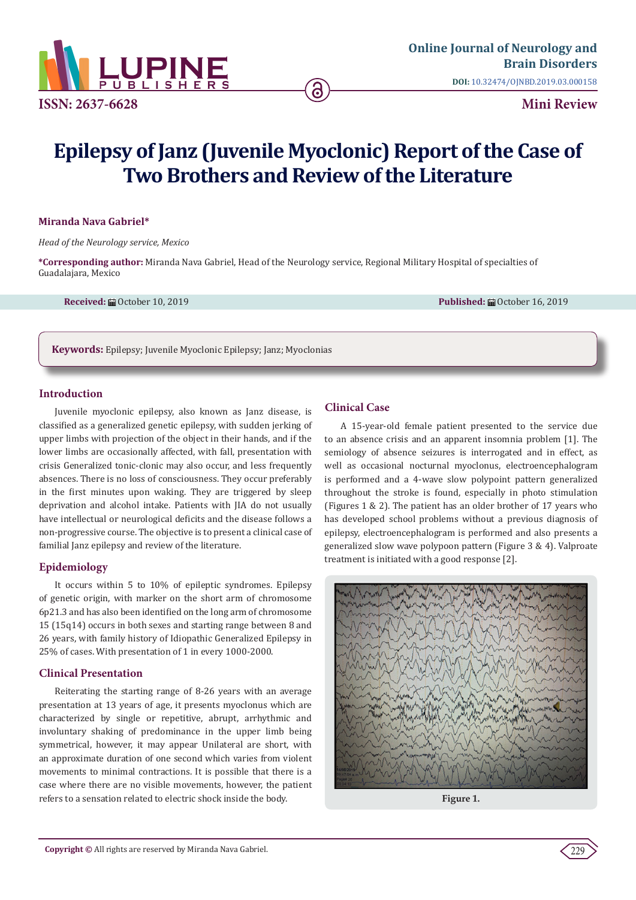# Epilepsy of Janz (Juvenile Myoclonic) Report of the Case of Two Brothers and Review of the Literature

**Miranda Nava Gabriel***

*Head of the Neurology service, Mexico*

***Corresponding author:** Miranda Nava Gabriel, Head of the Neurology service, Regional Military Hospital of specialties of Guadalajara, Mexico

**Received:** October 10, 2019 **Published:** October 16, 2019

**Keywords:** Epilepsy; Juvenile Myoclonic Epilepsy; Janz; Myoclonias

## Introduction

Juvenile myoclonic epilepsy, also known as Janz disease, is classified as a generalized genetic epilepsy, with sudden jerking of upper limbs with projection of the object in their hands, and if the lower limbs are occasionally affected, with fall, presentation with crisis Generalized tonic-clonic may also occur, and less frequently absences. There is no loss of consciousness. They occur preferably in the first minutes upon waking. They are triggered by sleep deprivation and alcohol intake. Patients with JIA do not usually have intellectual or neurological deficits and the disease follows a non-progressive course. The objective is to present a clinical case of familial Janz epilepsy and review of the literature.

## Epidemiology

It occurs within 5 to 10% of epileptic syndromes. Epilepsy of genetic origin, with marker on the short arm of chromosome 6p21.3 and has also been identified on the long arm of chromosome 15 (15q14) occurs in both sexes and starting range between 8 and 26 years, with family history of Idiopathic Generalized Epilepsy in 25% of cases. With presentation of 1 in every 1000-2000.

## Clinical Presentation

Reiterating the starting range of 8-26 years with an average presentation at 13 years of age, it presents myoclonus which are characterized by single or repetitive, abrupt, arrhythmic and involuntary shaking of predominance in the upper limb being symmetrical, however, it may appear Unilateral are short, with an approximate duration of one second which varies from violent movements to minimal contractions. It is possible that there is a case where there are no visible movements, however, the patient refers to a sensation related to electric shock inside the body.

## Clinical Case

A 15-year-old female patient presented to the service due to an absence crisis and an apparent insomnia problem [1]. The semiology of absence seizures is interrogated and in effect, as well as occasional nocturnal myoclonus, electroencephalogram is performed and a 4-wave slow polypoint pattern generalized throughout the stroke is found, especially in photo stimulation (Figures 1 & 2). The patient has an older brother of 17 years who has developed school problems without a previous diagnosis of epilepsy, electroencephalogram is performed and also presents a generalized slow wave polypoon pattern (Figure 3 & 4). Valproate treatment is initiated with a good response [2].

**Figure 1.**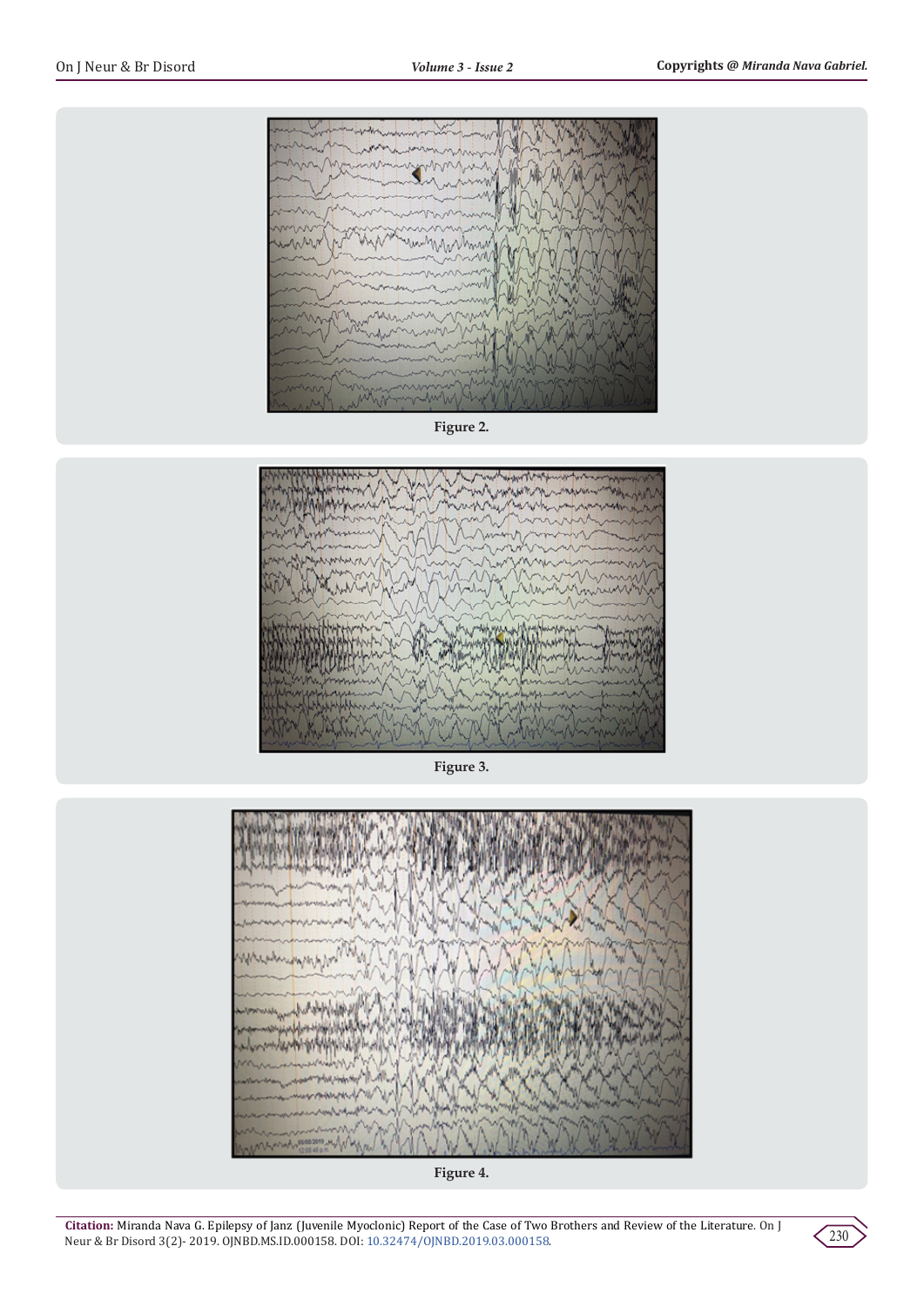Figure 2.

Figure 3.

Figure 4.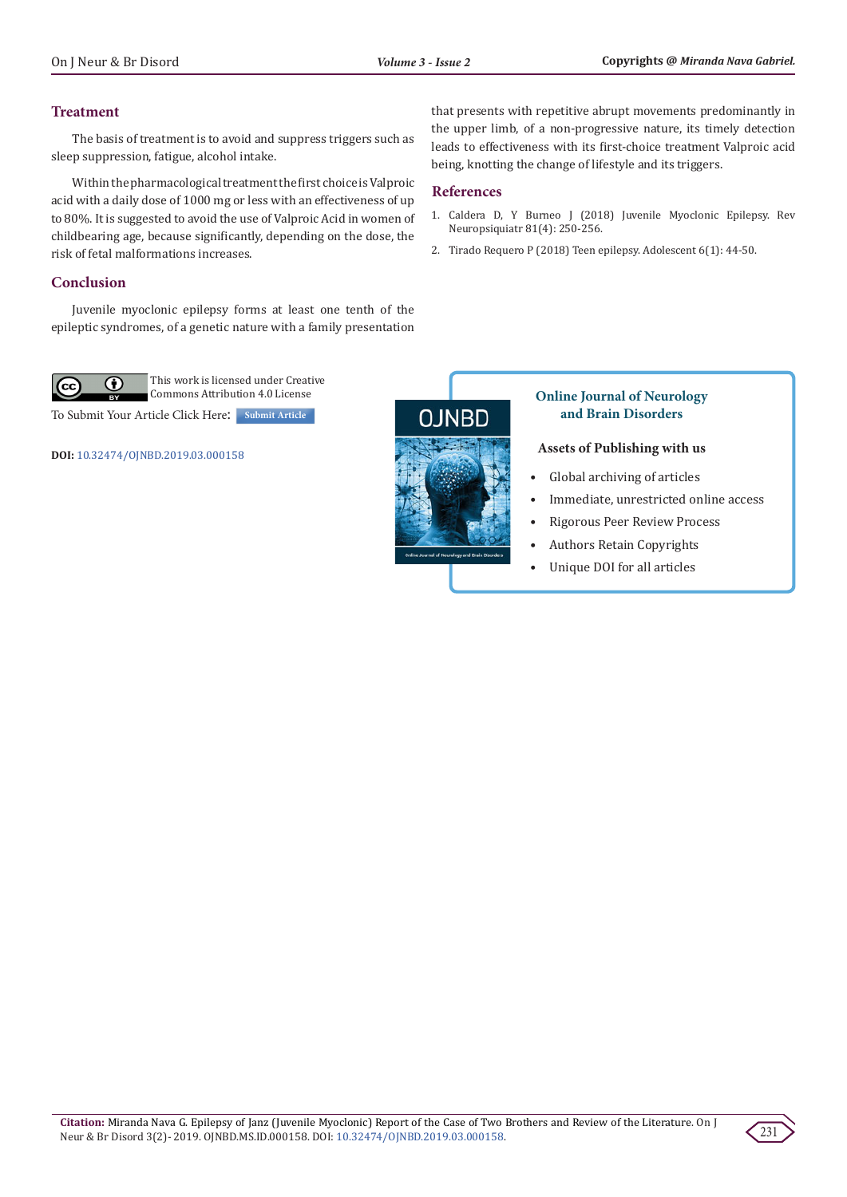## Treatment

The basis of treatment is to avoid and suppress triggers such as sleep suppression, fatigue, alcohol intake.

Within the pharmacological treatment the first choice is Valproic acid with a daily dose of 1000 mg or less with an effectiveness of up to 80%. It is suggested to avoid the use of Valproic Acid in women of childbearing age, because significantly, depending on the dose, the risk of fetal malformations increases.

## Conclusion

Juvenile myoclonic epilepsy forms at least one tenth of the epileptic syndromes, of a genetic nature with a family presentation that presents with repetitive abrupt movements predominantly in the upper limb, of a non-progressive nature, its timely detection leads to effectiveness with its first-choice treatment Valproic acid being, knotting the change of lifestyle and its triggers.

## References

1. Caldera D, Y Burneo J (2018) Juvenile Myoclonic Epilepsy. Rev Neuropsiquiatr 81(4): 250-256.
2. Tirado Requero P (2018) Teen epilepsy. Adolescent 6(1): 44-50.

This work is licensed under Creative Commons Attribution 4.0 License

To Submit Your Article Click Here: Submit Article

**DOI:** 10.32474/OJNBD.2019.03.000158

**Online Journal of Neurology and Brain Disorders**

**Assets of Publishing with us**

- Global archiving of articles
- Immediate, unrestricted online access
- Rigorous Peer Review Process
- Authors Retain Copyrights
- Unique DOI for all articles

**Citation:** Miranda Nava G. Epilepsy of Janz (Juvenile Myoclonic) Report of the Case of Two Brothers and Review of the Literature. On J Neur & Br Disord 3(2)- 2019. OJNBD.MS.ID.000158. DOI: 10.32474/OJNBD.2019.03.000158.